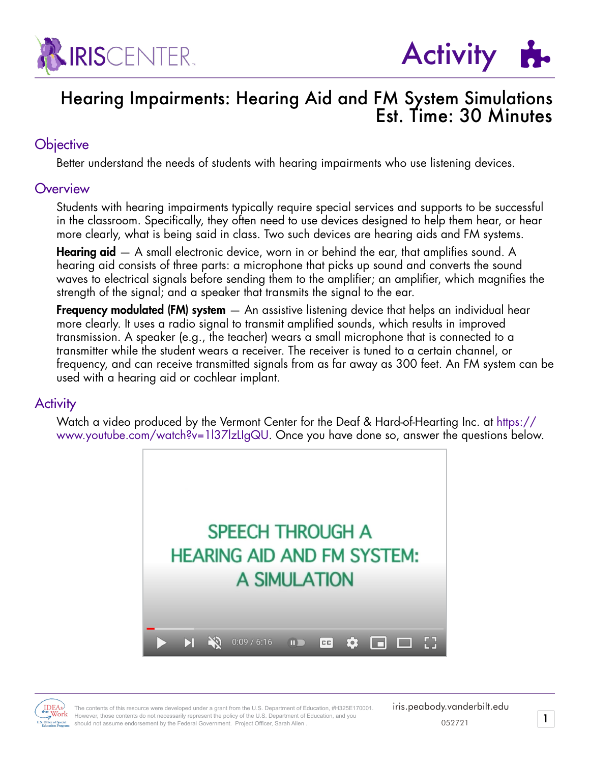# Hearing Impairments: Hearing Aid and FM System Simulations
## Est. Time: 30 Minutes

## Objective

Better understand the needs of students with hearing impairments who use listening devices.

## Overview

Students with hearing impairments typically require special services and supports to be successful in the classroom. Specifically, they often need to use devices designed to help them hear, or hear more clearly, what is being said in class. Two such devices are hearing aids and FM systems.

**Hearing aid** — A small electronic device, worn in or behind the ear, that amplifies sound. A hearing aid consists of three parts: a microphone that picks up sound and converts the sound waves to electrical signals before sending them to the amplifier; an amplifier, which magnifies the strength of the signal; and a speaker that transmits the signal to the ear.

**Frequency modulated (FM) system** — An assistive listening device that helps an individual hear more clearly. It uses a radio signal to transmit amplified sounds, which results in improved transmission. A speaker (e.g., the teacher) wears a small microphone that is connected to a transmitter while the student wears a receiver. The receiver is tuned to a certain channel, or frequency, and can receive transmitted signals from as far away as 300 feet. An FM system can be used with a hearing aid or cochlear implant.

## Activity

Watch a video produced by the Vermont Center for the Deaf & Hard-of-Hearting Inc. at https://www.youtube.com/watch?v=1l37lzLlgQU. Once you have done so, answer the questions below.

SPEECH THROUGH A HEARING AID AND FM SYSTEM: A SIMULATION

0:09 / 6:16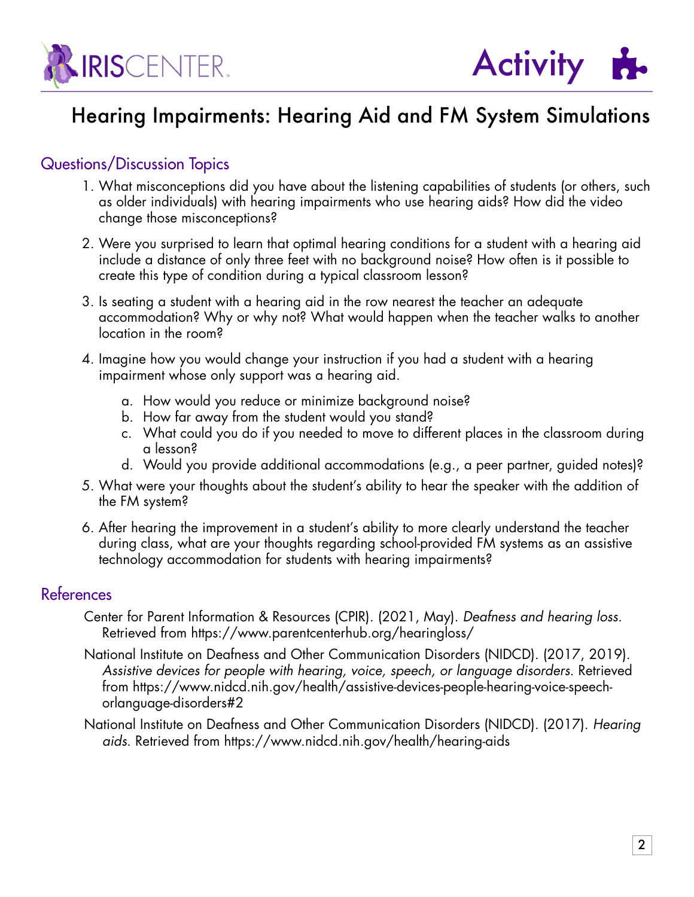# Hearing Impairments: Hearing Aid and FM System Simulations

## Questions/Discussion Topics

1. What misconceptions did you have about the listening capabilities of students (or others, such as older individuals) with hearing impairments who use hearing aids? How did the video change those misconceptions?

2. Were you surprised to learn that optimal hearing conditions for a student with a hearing aid include a distance of only three feet with no background noise? How often is it possible to create this type of condition during a typical classroom lesson?

3. Is seating a student with a hearing aid in the row nearest the teacher an adequate accommodation? Why or why not? What would happen when the teacher walks to another location in the room?

4. Imagine how you would change your instruction if you had a student with a hearing impairment whose only support was a hearing aid.

    a. How would you reduce or minimize background noise?
    b. How far away from the student would you stand?
    c. What could you do if you needed to move to different places in the classroom during a lesson?
    d. Would you provide additional accommodations (e.g., a peer partner, guided notes)?

5. What were your thoughts about the student's ability to hear the speaker with the addition of the FM system?

6. After hearing the improvement in a student's ability to more clearly understand the teacher during class, what are your thoughts regarding school-provided FM systems as an assistive technology accommodation for students with hearing impairments?

## References

Center for Parent Information & Resources (CPIR). (2021, May). *Deafness and hearing loss*. Retrieved from https://www.parentcenterhub.org/hearingloss/

National Institute on Deafness and Other Communication Disorders (NIDCD). (2017, 2019). *Assistive devices for people with hearing, voice, speech, or language disorders*. Retrieved from https://www.nidcd.nih.gov/health/assistive-devices-people-hearing-voice-speech-orlanguage-disorders#2

National Institute on Deafness and Other Communication Disorders (NIDCD). (2017). *Hearing aids*. Retrieved from https://www.nidcd.nih.gov/health/hearing-aids